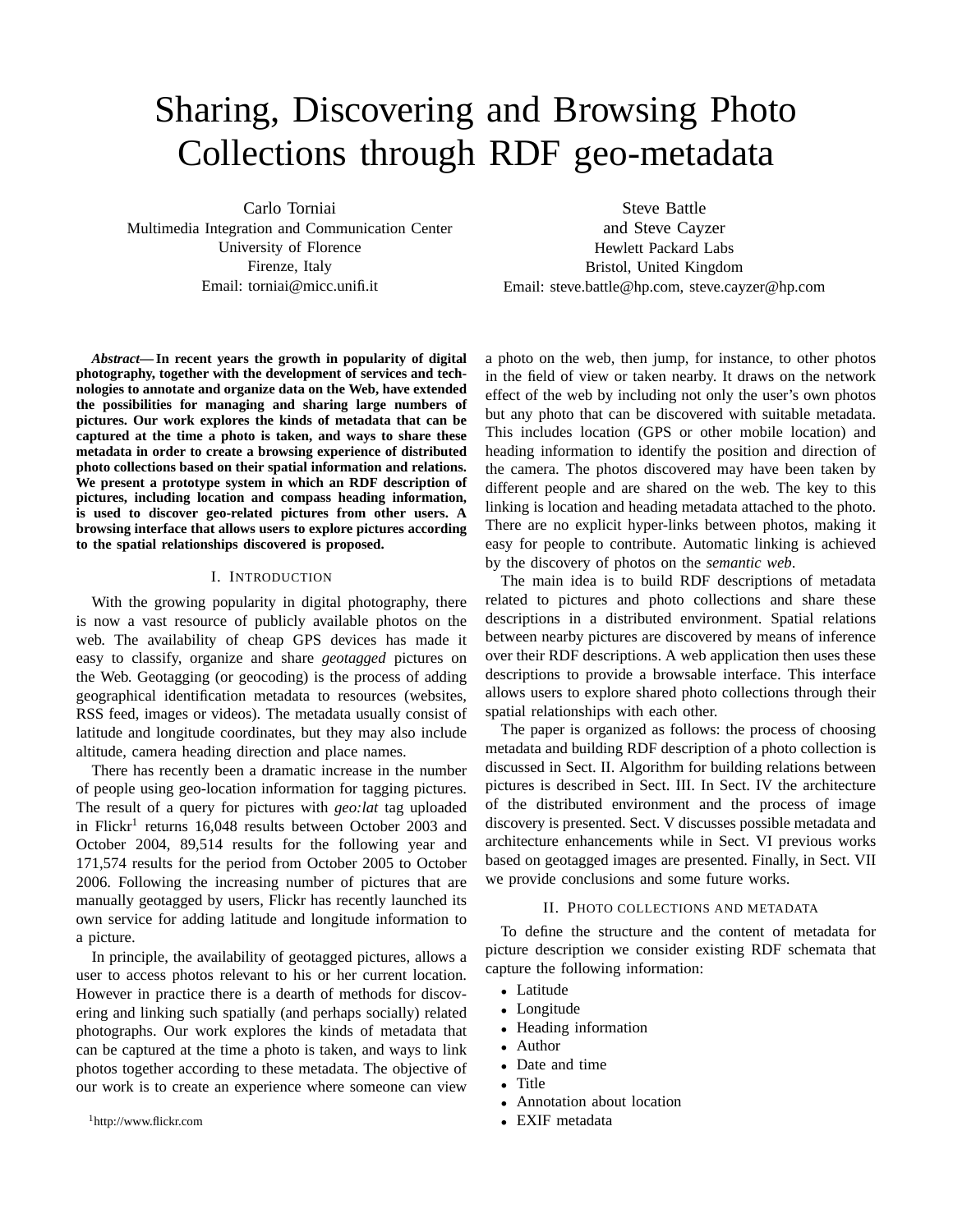# Sharing, Discovering and Browsing Photo Collections through RDF geo-metadata

Carlo Torniai
Multimedia Integration and Communication Center
University of Florence
Firenze, Italy
Email: torniai@micc.unifi.it

Steve Battle
and Steve Cayzer
Hewlett Packard Labs
Bristol, United Kingdom
Email: steve.battle@hp.com, steve.cayzer@hp.com

***Abstract*— In recent years the growth in popularity of digital photography, together with the development of services and technologies to annotate and organize data on the Web, have extended the possibilities for managing and sharing large numbers of pictures. Our work explores the kinds of metadata that can be captured at the time a photo is taken, and ways to share these metadata in order to create a browsing experience of distributed photo collections based on their spatial information and relations. We present a prototype system in which an RDF description of pictures, including location and compass heading information, is used to discover geo-related pictures from other users. A browsing interface that allows users to explore pictures according to the spatial relationships discovered is proposed.**

## I. Introduction

With the growing popularity in digital photography, there is now a vast resource of publicly available photos on the web. The availability of cheap GPS devices has made it easy to classify, organize and share *geotagged* pictures on the Web. Geotagging (or geocoding) is the process of adding geographical identification metadata to resources (websites, RSS feed, images or videos). The metadata usually consist of latitude and longitude coordinates, but they may also include altitude, camera heading direction and place names.

There has recently been a dramatic increase in the number of people using geo-location information for tagging pictures. The result of a query for pictures with *geo:lat* tag uploaded in Flickr[1] returns 16,048 results between October 2003 and October 2004, 89,514 results for the following year and 171,574 results for the period from October 2005 to October 2006. Following the increasing number of pictures that are manually geotagged by users, Flickr has recently launched its own service for adding latitude and longitude information to a picture.

In principle, the availability of geotagged pictures, allows a user to access photos relevant to his or her current location. However in practice there is a dearth of methods for discovering and linking such spatially (and perhaps socially) related photographs. Our work explores the kinds of metadata that can be captured at the time a photo is taken, and ways to link photos together according to these metadata. The objective of our work is to create an experience where someone can view a photo on the web, then jump, for instance, to other photos in the field of view or taken nearby. It draws on the network effect of the web by including not only the user's own photos but any photo that can be discovered with suitable metadata. This includes location (GPS or other mobile location) and heading information to identify the position and direction of the camera. The photos discovered may have been taken by different people and are shared on the web. The key to this linking is location and heading metadata attached to the photo. There are no explicit hyper-links between photos, making it easy for people to contribute. Automatic linking is achieved by the discovery of photos on the *semantic web*.

The main idea is to build RDF descriptions of metadata related to pictures and photo collections and share these descriptions in a distributed environment. Spatial relations between nearby pictures are discovered by means of inference over their RDF descriptions. A web application then uses these descriptions to provide a browsable interface. This interface allows users to explore shared photo collections through their spatial relationships with each other.

The paper is organized as follows: the process of choosing metadata and building RDF description of a photo collection is discussed in Sect. II. Algorithm for building relations between pictures is described in Sect. III. In Sect. IV the architecture of the distributed environment and the process of image discovery is presented. Sect. V discusses possible metadata and architecture enhancements while in Sect. VI previous works based on geotagged images are presented. Finally, in Sect. VII we provide conclusions and some future works.

## II. Photo collections and metadata

To define the structure and the content of metadata for picture description we consider existing RDF schemata that capture the following information:

- Latitude
- Longitude
- Heading information
- Author
- Date and time
- Title
- Annotation about location
- EXIF metadata

[1]http://www.flickr.com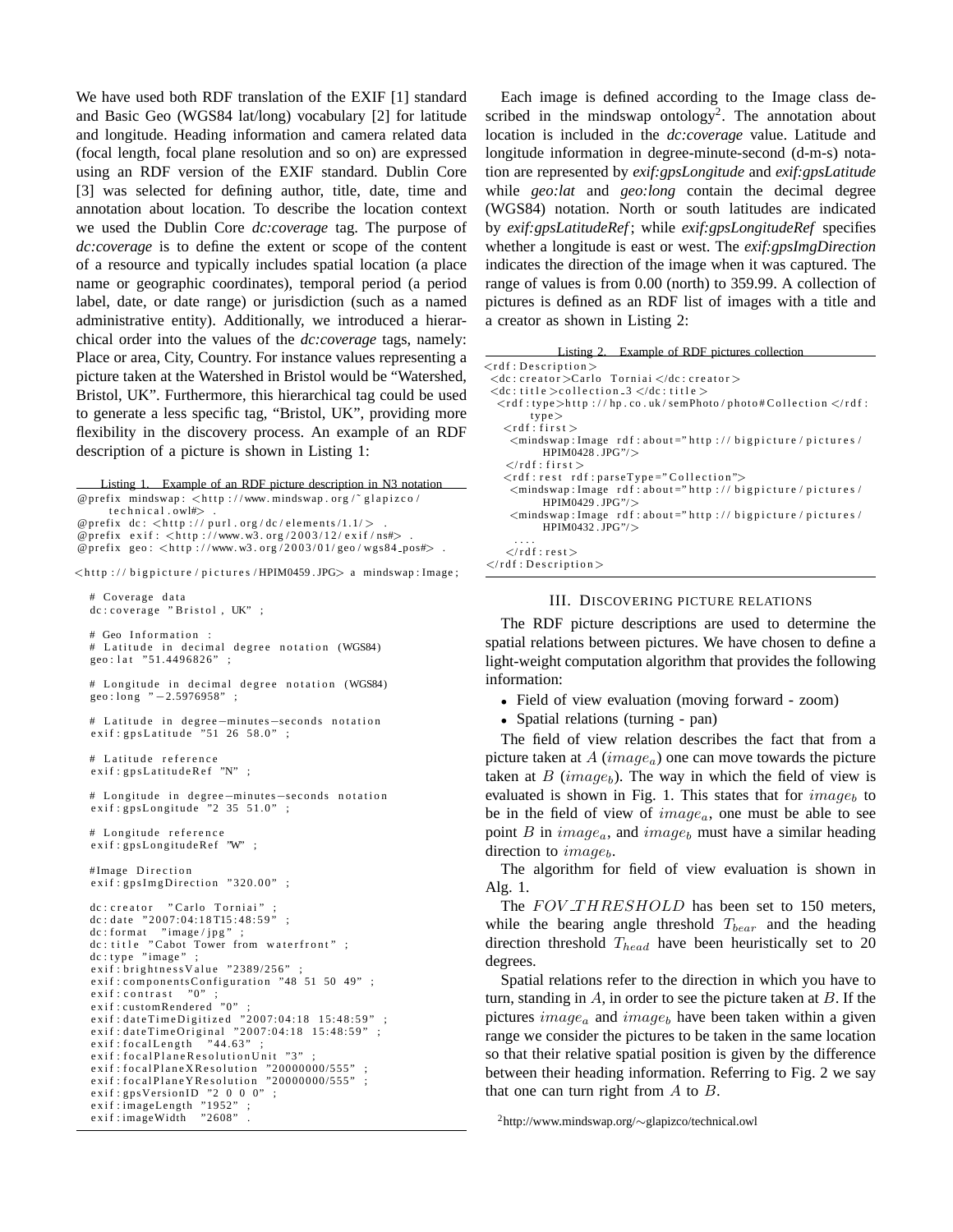We have used both RDF translation of the EXIF [1] standard and Basic Geo (WGS84 lat/long) vocabulary [2] for latitude and longitude. Heading information and camera related data (focal length, focal plane resolution and so on) are expressed using an RDF version of the EXIF standard. Dublin Core [3] was selected for defining author, title, date, time and annotation about location. To describe the location context we used the Dublin Core *dc:coverage* tag. The purpose of *dc:coverage* is to define the extent or scope of the content of a resource and typically includes spatial location (a place name or geographic coordinates), temporal period (a period label, date, or date range) or jurisdiction (such as a named administrative entity). Additionally, we introduced a hierarchical order into the values of the *dc:coverage* tags, namely: Place or area, City, Country. For instance values representing a picture taken at the Watershed in Bristol would be "Watershed, Bristol, UK". Furthermore, this hierarchical tag could be used to generate a less specific tag, "Bristol, UK", providing more flexibility in the discovery process. An example of an RDF description of a picture is shown in Listing 1:

Listing 1. Example of an RDF picture description in N3 notation

```
@prefix mindswap: <http://www.mindswap.org/~glapizco/
    technical.owl#> .
@prefix dc: <http://purl.org/dc/elements/1.1/> .
@prefix exif: <http://www.w3.org/2003/12/exif/ns#> .
@prefix geo: <http://www.w3.org/2003/01/geo/wgs84_pos#> .

<http://bigpicture/pictures/HPIM0459.JPG> a mindswap:Image;

  # Coverage data
  dc:coverage "Bristol, UK" ;

  # Geo Information :
  # Latitude in decimal degree notation (WGS84)
  geo:lat "51.4496826" ;

  # Longitude in decimal degree notation (WGS84)
  geo:long "-2.5976958" ;

  # Latitude in degree-minutes-seconds notation
  exif:gpsLatitude "51 26 58.0" ;

  # Latitude reference
  exif:gpsLatitudeRef "N" ;

  # Longitude in degree-minutes-seconds notation
  exif:gpsLongitude "2 35 51.0" ;

  # Longitude reference
  exif:gpsLongitudeRef "W" ;

  #Image Direction
  exif:gpsImgDirection "320.00" ;

  dc:creator "Carlo Torniai" ;
  dc:date "2007:04:18T15:48:59" ;
  dc:format "image/jpg" ;
  dc:title "Cabot Tower from waterfront" ;
  dc:type "image" ;
  exif:brightnessValue "2389/256" ;
  exif:componentsConfiguration "48 51 50 49" ;
  exif:contrast "0" ;
  exif:customRendered "0" ;
  exif:dateTimeDigitized "2007:04:18 15:48:59" ;
  exif:dateTimeOriginal "2007:04:18 15:48:59" ;
  exif:focalLength "44.63" ;
  exif:focalPlaneResolutionUnit "3" ;
  exif:focalPlaneXResolution "20000000/555" ;
  exif:focalPlaneYResolution "20000000/555" ;
  exif:gpsVersionID "2 0 0 0" ;
  exif:imageLength "1952" ;
  exif:imageWidth "2608" .
```

Each image is defined according to the Image class described in the mindswap ontology[2]. The annotation about location is included in the *dc:coverage* value. Latitude and longitude information in degree-minute-second (d-m-s) notation are represented by *exif:gpsLongitude* and *exif:gpsLatitude* while *geo:lat* and *geo:long* contain the decimal degree (WGS84) notation. North or south latitudes are indicated by *exif:gpsLatitudeRef*; while *exif:gpsLongitudeRef* specifies whether a longitude is east or west. The *exif:gpsImgDirection* indicates the direction of the image when it was captured. The range of values is from 0.00 (north) to 359.99. A collection of pictures is defined as an RDF list of images with a title and a creator as shown in Listing 2:

Listing 2. Example of RDF pictures collection

```
<rdf:Description>
 <dc:creator>Carlo Torniai</dc:creator>
 <dc:title>collection_3 </dc:title>
  <rdf:type>http://hp.co.uk/semPhoto/photo#Collection</rdf:
      type>
   <rdf:first>
    <mindswap:Image rdf:about="http://bigpicture/pictures/
        HPIM0428.JPG"/>
   </rdf:first>
   <rdf:rest rdf:parseType="Collection">
    <mindswap:Image rdf:about="http://bigpicture/pictures/
        HPIM0429.JPG"/>
    <mindswap:Image rdf:about="http://bigpicture/pictures/
        HPIM0432.JPG"/>
    ....
   </rdf:rest>
</rdf:Description>
```

## III. Discovering picture relations

The RDF picture descriptions are used to determine the spatial relations between pictures. We have chosen to define a light-weight computation algorithm that provides the following information:

- Field of view evaluation (moving forward - zoom)
- Spatial relations (turning - pan)

The field of view relation describes the fact that from a picture taken at $A$ ($image_a$) one can move towards the picture taken at $B$ ($image_b$). The way in which the field of view is evaluated is shown in Fig. 1. This states that for $image_b$ to be in the field of view of $image_a$, one must be able to see point $B$ in $image_a$, and $image_b$ must have a similar heading direction to $image_b$.

The algorithm for field of view evaluation is shown in Alg. 1.

The $FOV\_THRESHOLD$ has been set to 150 meters, while the bearing angle threshold $T_{bear}$ and the heading direction threshold $T_{head}$ have been heuristically set to 20 degrees.

Spatial relations refer to the direction in which you have to turn, standing in $A$, in order to see the picture taken at $B$. If the pictures $image_a$ and $image_b$ have been taken within a given range we consider the pictures to be taken in the same location so that their relative spatial position is given by the difference between their heading information. Referring to Fig. 2 we say that one can turn right from $A$ to $B$.

[2] http://www.mindswap.org/∼glapizco/technical.owl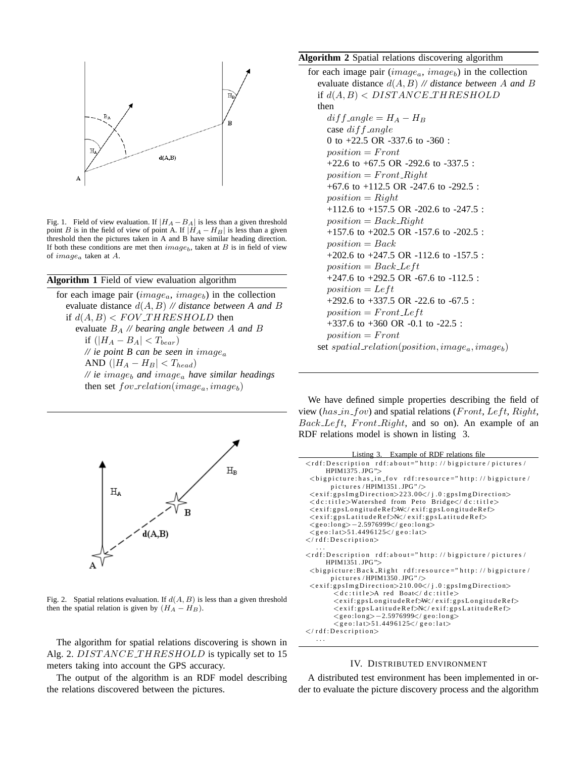Fig. 1. Field of view evaluation. If $|H_A - B_A|$ is less than a given threshold point $B$ is in the field of view of point A. If $|H_A - H_B|$ is less than a given threshold then the pictures taken in A and B have similar heading direction. If both these conditions are met then $image_b$, taken at $B$ is in field of view of $image_a$ taken at $A$.

**Algorithm 1** Field of view evaluation algorithm

```
for each image pair (image_a, image_b) in the collection
  evaluate distance d(A, B) // distance between A and B
  if d(A, B) < FOV_THRESHOLD then
    evaluate B_A // bearing angle between A and B
      if (|H_A − B_A| < T_bear)
      // ie point B can be seen in image_a
      AND (|H_A − H_B| < T_head)
      // ie image_b and image_a have similar headings
      then set fov_relation(image_a, image_b)
```

Fig. 2. Spatial relations evaluation. If $d(A, B)$ is less than a given threshold then the spatial relation is given by $(H_A - H_B)$.

The algorithm for spatial relations discovering is shown in Alg. 2. $DISTANCE\_THRESHOLD$ is typically set to 15 meters taking into account the GPS accuracy.

The output of the algorithm is an RDF model describing the relations discovered between the pictures.

**Algorithm 2** Spatial relations discovering algorithm

```
for each image pair (image_a, image_b) in the collection
  evaluate distance d(A, B) // distance between A and B
  if d(A, B) < DISTANCE_THRESHOLD
  then
    diff_angle = H_A − H_B
    case diff_angle
    0 to +22.5 OR -337.6 to -360 :
    position = Front
    +22.6 to +67.5 OR -292.6 to -337.5 :
    position = Front_Right
    +67.6 to +112.5 OR -247.6 to -292.5 :
    position = Right
    +112.6 to +157.5 OR -202.6 to -247.5 :
    position = Back_Right
    +157.6 to +202.5 OR -157.6 to -202.5 :
    position = Back
    +202.6 to +247.5 OR -112.6 to -157.5 :
    position = Back_Left
    +247.6 to +292.5 OR -67.6 to -112.5 :
    position = Left
    +292.6 to +337.5 OR -22.6 to -67.5 :
    position = Front_Left
    +337.6 to +360 OR -0.1 to -22.5 :
    position = Front
  set spatial_relation(position, image_a, image_b)
```

We have defined simple properties describing the field of view ($has\_in\_fov$) and spatial relations ($Front$, $Left$, $Right$, $Back\_Left$, $Front\_Right$, and so on). An example of an RDF relations model is shown in listing 3.

Listing 3. Example of RDF relations file

```
<rdf:Description rdf:about="http://bigpicture/pictures/
    HPIM1375.JPG">
  <bigpicture:has_in_fov rdf:resource="http://bigpicture/
      pictures/HPIM1351.JPG"/>
  <exif:gpsImgDirection>223.00</j.0:gpsImgDirection>
  <dc:title>Watershed from Peto Bridge</dc:title>
  <exif:gpsLongitudeRef>W</exif:gpsLongitudeRef>
  <exif:gpsLatitudeRef>N</exif:gpsLatitudeRef>
  <geo:long>-2.5976999</geo:long>
  <geo:lat>51.4496125</geo:lat>
</rdf:Description>
  ...
<rdf:Description rdf:about="http://bigpicture/pictures/
    HPIM1351.JPG">
  <bigpicture:Back_Right rdf:resource="http://bigpicture/
      pictures/HPIM1350.JPG"/>
  <exif:gpsImgDirection>210.00</j.0:gpsImgDirection>
      <dc:title>A red Boat</dc:title>
      <exif:gpsLongitudeRef>W</exif:gpsLongitudeRef>
      <exif:gpsLatitudeRef>N</exif:gpsLatitudeRef>
      <geo:long>-2.5976999</geo:long>
      <geo:lat>51.4496125</geo:lat>
</rdf:Description>
  ...
```

## IV. Distributed environment

A distributed test environment has been implemented in order to evaluate the picture discovery process and the algorithm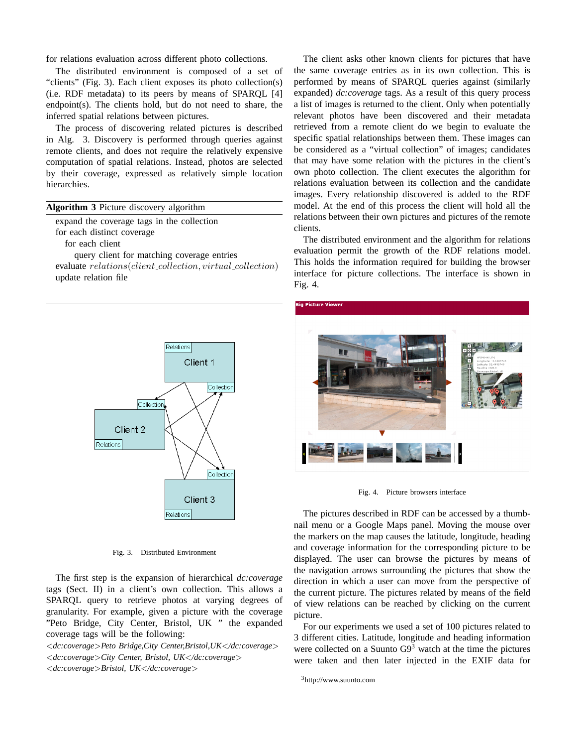for relations evaluation across different photo collections.

The distributed environment is composed of a set of "clients" (Fig. 3). Each client exposes its photo collection(s) (i.e. RDF metadata) to its peers by means of SPARQL [4] endpoint(s). The clients hold, but do not need to share, the inferred spatial relations between pictures.

The process of discovering related pictures is described in Alg. 3. Discovery is performed through queries against remote clients, and does not require the relatively expensive computation of spatial relations. Instead, photos are selected by their coverage, expressed as relatively simple location hierarchies.

**Algorithm 3** Picture discovery algorithm

```
expand the coverage tags in the collection
for each distinct coverage
   for each client
      query client for matching coverage entries
evaluate relations(client_collection, virtual_collection)
update relation file
```

Fig. 3. Distributed Environment

The first step is the expansion of hierarchical *dc:coverage* tags (Sect. II) in a client's own collection. This allows a SPARQL query to retrieve photos at varying degrees of granularity. For example, given a picture with the coverage "Peto Bridge, City Center, Bristol, UK " the expanded coverage tags will be the following:

*<dc:coverage>Peto Bridge,City Center,Bristol,UK</dc:coverage>*
*<dc:coverage>City Center, Bristol, UK</dc:coverage>*
*<dc:coverage>Bristol, UK</dc:coverage>*

The client asks other known clients for pictures that have the same coverage entries as in its own collection. This is performed by means of SPARQL queries against (similarly expanded) *dc:coverage* tags. As a result of this query process a list of images is returned to the client. Only when potentially relevant photos have been discovered and their metadata retrieved from a remote client do we begin to evaluate the specific spatial relationships between them. These images can be considered as a "virtual collection" of images; candidates that may have some relation with the pictures in the client's own photo collection. The client executes the algorithm for relations evaluation between its collection and the candidate images. Every relationship discovered is added to the RDF model. At the end of this process the client will hold all the relations between their own pictures and pictures of the remote clients.

The distributed environment and the algorithm for relations evaluation permit the growth of the RDF relations model. This holds the information required for building the browser interface for picture collections. The interface is shown in Fig. 4.

Fig. 4. Picture browsers interface

The pictures described in RDF can be accessed by a thumbnail menu or a Google Maps panel. Moving the mouse over the markers on the map causes the latitude, longitude, heading and coverage information for the corresponding picture to be displayed. The user can browse the pictures by means of the navigation arrows surrounding the pictures that show the direction in which a user can move from the perspective of the current picture. The pictures related by means of the field of view relations can be reached by clicking on the current picture.

For our experiments we used a set of 100 pictures related to 3 different cities. Latitude, longitude and heading information were collected on a Suunto G9[3] watch at the time the pictures were taken and then later injected in the EXIF data for

[3]http://www.suunto.com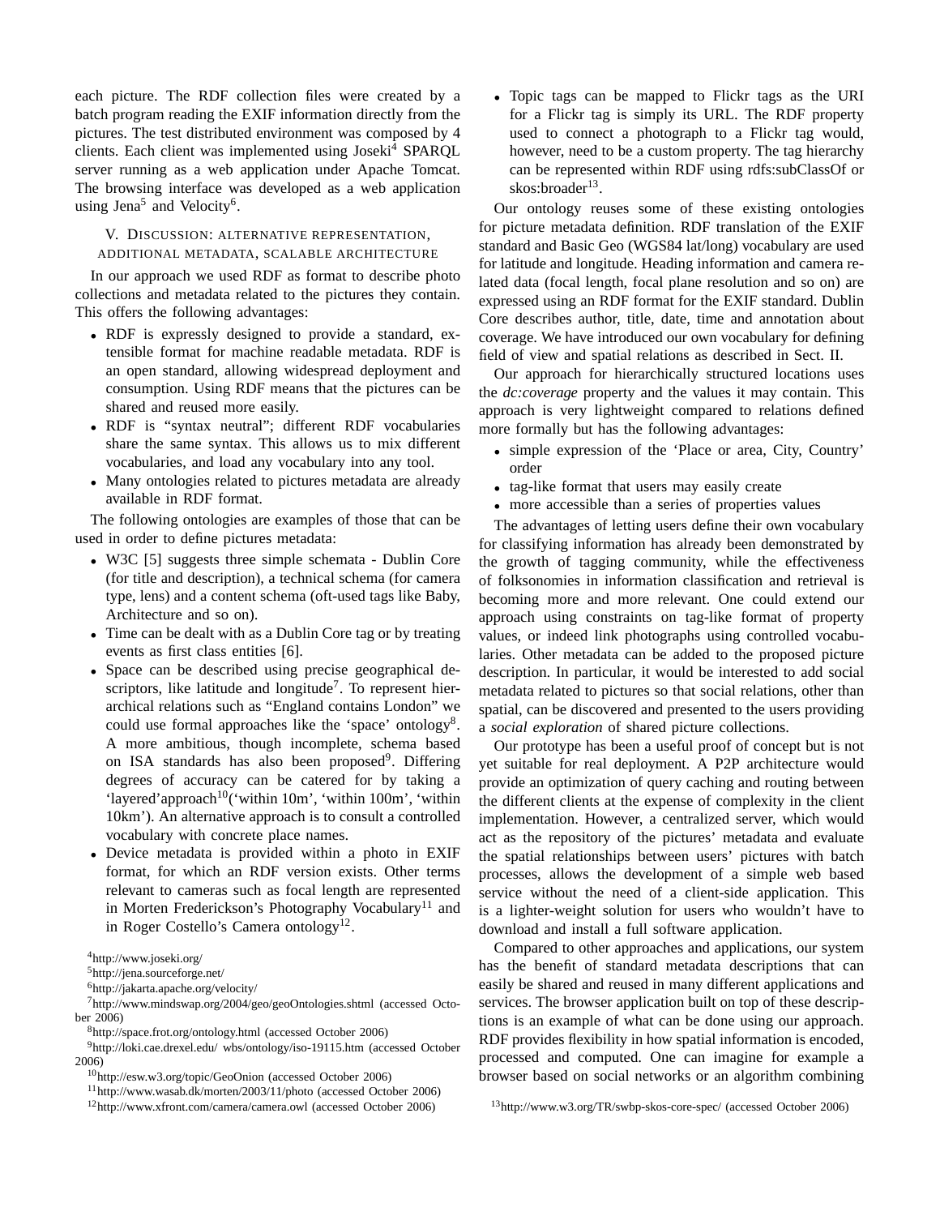each picture. The RDF collection files were created by a batch program reading the EXIF information directly from the pictures. The test distributed environment was composed by 4 clients. Each client was implemented using Joseki[4] SPARQL server running as a web application under Apache Tomcat. The browsing interface was developed as a web application using Jena[5] and Velocity[6].

## V. Discussion: alternative representation, additional metadata, scalable architecture

In our approach we used RDF as format to describe photo collections and metadata related to the pictures they contain. This offers the following advantages:

- RDF is expressly designed to provide a standard, extensible format for machine readable metadata. RDF is an open standard, allowing widespread deployment and consumption. Using RDF means that the pictures can be shared and reused more easily.
- RDF is "syntax neutral"; different RDF vocabularies share the same syntax. This allows us to mix different vocabularies, and load any vocabulary into any tool.
- Many ontologies related to pictures metadata are already available in RDF format.

The following ontologies are examples of those that can be used in order to define pictures metadata:

- W3C [5] suggests three simple schemata - Dublin Core (for title and description), a technical schema (for camera type, lens) and a content schema (oft-used tags like Baby, Architecture and so on).
- Time can be dealt with as a Dublin Core tag or by treating events as first class entities [6].
- Space can be described using precise geographical descriptors, like latitude and longitude[7]. To represent hierarchical relations such as "England contains London" we could use formal approaches like the 'space' ontology[8]. A more ambitious, though incomplete, schema based on ISA standards has also been proposed[9]. Differing degrees of accuracy can be catered for by taking a 'layered'approach[10]('within 10m', 'within 100m', 'within 10km'). An alternative approach is to consult a controlled vocabulary with concrete place names.
- Device metadata is provided within a photo in EXIF format, for which an RDF version exists. Other terms relevant to cameras such as focal length are represented in Morten Frederickson's Photography Vocabulary[11] and in Roger Costello's Camera ontology[12].
- Topic tags can be mapped to Flickr tags as the URI for a Flickr tag is simply its URL. The RDF property used to connect a photograph to a Flickr tag would, however, need to be a custom property. The tag hierarchy can be represented within RDF using rdfs:subClassOf or skos:broader[13].

Our ontology reuses some of these existing ontologies for picture metadata definition. RDF translation of the EXIF standard and Basic Geo (WGS84 lat/long) vocabulary are used for latitude and longitude. Heading information and camera related data (focal length, focal plane resolution and so on) are expressed using an RDF format for the EXIF standard. Dublin Core describes author, title, date, time and annotation about coverage. We have introduced our own vocabulary for defining field of view and spatial relations as described in Sect. II.

Our approach for hierarchically structured locations uses the *dc:coverage* property and the values it may contain. This approach is very lightweight compared to relations defined more formally but has the following advantages:

- simple expression of the 'Place or area, City, Country' order
- tag-like format that users may easily create
- more accessible than a series of properties values

The advantages of letting users define their own vocabulary for classifying information has already been demonstrated by the growth of tagging community, while the effectiveness of folksonomies in information classification and retrieval is becoming more and more relevant. One could extend our approach using constraints on tag-like format of property values, or indeed link photographs using controlled vocabularies. Other metadata can be added to the proposed picture description. In particular, it would be interested to add social metadata related to pictures so that social relations, other than spatial, can be discovered and presented to the users providing a *social exploration* of shared picture collections.

Our prototype has been a useful proof of concept but is not yet suitable for real deployment. A P2P architecture would provide an optimization of query caching and routing between the different clients at the expense of complexity in the client implementation. However, a centralized server, which would act as the repository of the pictures' metadata and evaluate the spatial relationships between users' pictures with batch processes, allows the development of a simple web based service without the need of a client-side application. This is a lighter-weight solution for users who wouldn't have to download and install a full software application.

Compared to other approaches and applications, our system has the benefit of standard metadata descriptions that can easily be shared and reused in many different applications and services. The browser application built on top of these descriptions is an example of what can be done using our approach. RDF provides flexibility in how spatial information is encoded, processed and computed. One can imagine for example a browser based on social networks or an algorithm combining

[4] http://www.joseki.org/

[5] http://jena.sourceforge.net/

[6] http://jakarta.apache.org/velocity/

[7] http://www.mindswap.org/2004/geo/geoOntologies.shtml (accessed October 2006)

[8] http://space.frot.org/ontology.html (accessed October 2006)

[9] http://loki.cae.drexel.edu/ wbs/ontology/iso-19115.htm (accessed October 2006)

[10] http://esw.w3.org/topic/GeoOnion (accessed October 2006)

[11] http://www.wasab.dk/morten/2003/11/photo (accessed October 2006)

[12] http://www.xfront.com/camera/camera.owl (accessed October 2006)

[13] http://www.w3.org/TR/swbp-skos-core-spec/ (accessed October 2006)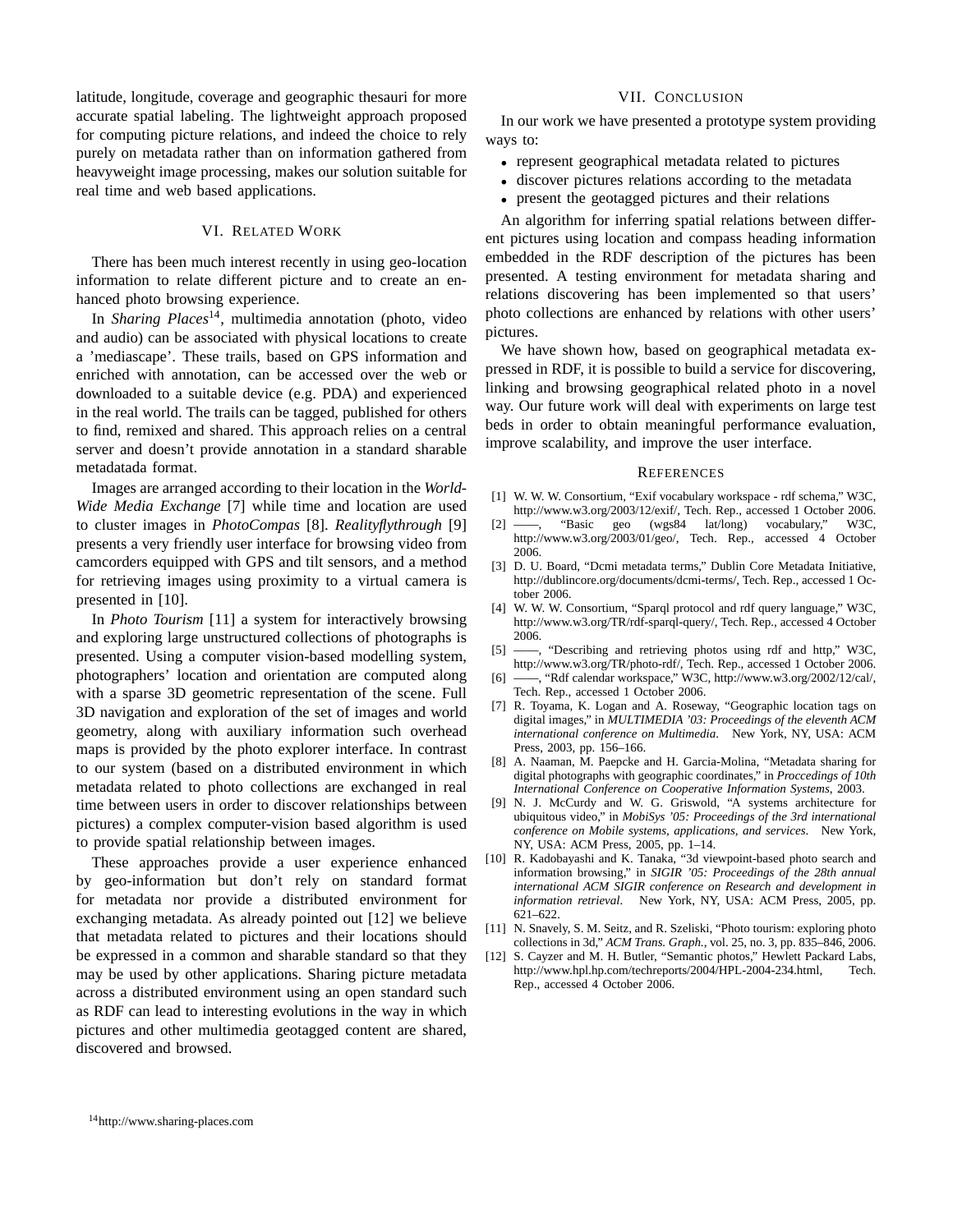latitude, longitude, coverage and geographic thesauri for more accurate spatial labeling. The lightweight approach proposed for computing picture relations, and indeed the choice to rely purely on metadata rather than on information gathered from heavyweight image processing, makes our solution suitable for real time and web based applications.

## VI. Related Work

There has been much interest recently in using geo-location information to relate different picture and to create an enhanced photo browsing experience.

In *Sharing Places*[14], multimedia annotation (photo, video and audio) can be associated with physical locations to create a 'mediascape'. These trails, based on GPS information and enriched with annotation, can be accessed over the web or downloaded to a suitable device (e.g. PDA) and experienced in the real world. The trails can be tagged, published for others to find, remixed and shared. This approach relies on a central server and doesn't provide annotation in a standard sharable metadatada format.

Images are arranged according to their location in the *World-Wide Media Exchange* [7] while time and location are used to cluster images in *PhotoCompas* [8]. *Realityflythrough* [9] presents a very friendly user interface for browsing video from camcorders equipped with GPS and tilt sensors, and a method for retrieving images using proximity to a virtual camera is presented in [10].

In *Photo Tourism* [11] a system for interactively browsing and exploring large unstructured collections of photographs is presented. Using a computer vision-based modelling system, photographers' location and orientation are computed along with a sparse 3D geometric representation of the scene. Full 3D navigation and exploration of the set of images and world geometry, along with auxiliary information such overhead maps is provided by the photo explorer interface. In contrast to our system (based on a distributed environment in which metadata related to photo collections are exchanged in real time between users in order to discover relationships between pictures) a complex computer-vision based algorithm is used to provide spatial relationship between images.

These approaches provide a user experience enhanced by geo-information but don't rely on standard format for metadata nor provide a distributed environment for exchanging metadata. As already pointed out [12] we believe that metadata related to pictures and their locations should be expressed in a common and sharable standard so that they may be used by other applications. Sharing picture metadata across a distributed environment using an open standard such as RDF can lead to interesting evolutions in the way in which pictures and other multimedia geotagged content are shared, discovered and browsed.

[14] http://www.sharing-places.com

## VII. Conclusion

In our work we have presented a prototype system providing ways to:

- represent geographical metadata related to pictures
- discover pictures relations according to the metadata
- present the geotagged pictures and their relations

An algorithm for inferring spatial relations between different pictures using location and compass heading information embedded in the RDF description of the pictures has been presented. A testing environment for metadata sharing and relations discovering has been implemented so that users' photo collections are enhanced by relations with other users' pictures.

We have shown how, based on geographical metadata expressed in RDF, it is possible to build a service for discovering, linking and browsing geographical related photo in a novel way. Our future work will deal with experiments on large test beds in order to obtain meaningful performance evaluation, improve scalability, and improve the user interface.

## References

[1] W. W. W. Consortium, "Exif vocabulary workspace - rdf schema," W3C, http://www.w3.org/2003/12/exif/, Tech. Rep., accessed 1 October 2006.

[2] ——, "Basic geo (wgs84 lat/long) vocabulary," W3C, http://www.w3.org/2003/01/geo/, Tech. Rep., accessed 4 October 2006.

[3] D. U. Board, "Dcmi metadata terms," Dublin Core Metadata Initiative, http://dublincore.org/documents/dcmi-terms/, Tech. Rep., accessed 1 October 2006.

[4] W. W. W. Consortium, "Sparql protocol and rdf query language," W3C, http://www.w3.org/TR/rdf-sparql-query/, Tech. Rep., accessed 4 October 2006.

[5] ——, "Describing and retrieving photos using rdf and http," W3C, http://www.w3.org/TR/photo-rdf/, Tech. Rep., accessed 1 October 2006.

[6] ——, "Rdf calendar workspace," W3C, http://www.w3.org/2002/12/cal/, Tech. Rep., accessed 1 October 2006.

[7] R. Toyama, K. Logan and A. Roseway, "Geographic location tags on digital images," in *MULTIMEDIA '03: Proceedings of the eleventh ACM international conference on Multimedia*. New York, NY, USA: ACM Press, 2003, pp. 156–166.

[8] A. Naaman, M. Paepcke and H. Garcia-Molina, "Metadata sharing for digital photographs with geographic coordinates," in *Proccedings of 10th International Conference on Cooperative Information Systems*, 2003.

[9] N. J. McCurdy and W. G. Griswold, "A systems architecture for ubiquitous video," in *MobiSys '05: Proceedings of the 3rd international conference on Mobile systems, applications, and services*. New York, NY, USA: ACM Press, 2005, pp. 1–14.

[10] R. Kadobayashi and K. Tanaka, "3d viewpoint-based photo search and information browsing," in *SIGIR '05: Proceedings of the 28th annual international ACM SIGIR conference on Research and development in information retrieval*. New York, NY, USA: ACM Press, 2005, pp. 621–622.

[11] N. Snavely, S. M. Seitz, and R. Szeliski, "Photo tourism: exploring photo collections in 3d," *ACM Trans. Graph.*, vol. 25, no. 3, pp. 835–846, 2006.

[12] S. Cayzer and M. H. Butler, "Semantic photos," Hewlett Packard Labs, http://www.hpl.hp.com/techreports/2004/HPL-2004-234.html, Tech. Rep., accessed 4 October 2006.